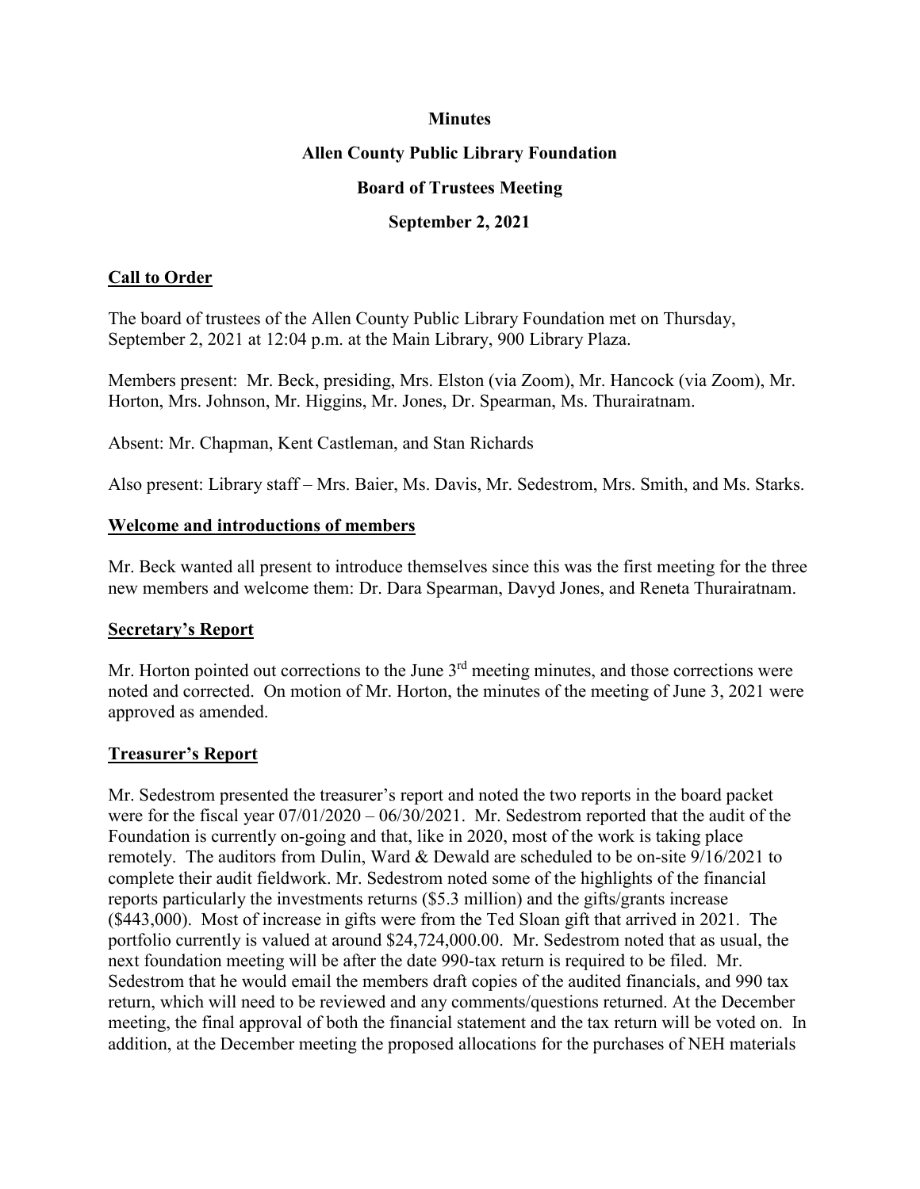**Minutes**

**Allen County Public Library Foundation**

**Board of Trustees Meeting**

**September 2, 2021**

## Call to Order

The board of trustees of the Allen County Public Library Foundation met on Thursday, September 2, 2021 at 12:04 p.m. at the Main Library, 900 Library Plaza.

Members present: Mr. Beck, presiding, Mrs. Elston (via Zoom), Mr. Hancock (via Zoom), Mr. Horton, Mrs. Johnson, Mr. Higgins, Mr. Jones, Dr. Spearman, Ms. Thurairatnam.

Absent: Mr. Chapman, Kent Castleman, and Stan Richards

Also present: Library staff – Mrs. Baier, Ms. Davis, Mr. Sedestrom, Mrs. Smith, and Ms. Starks.

## Welcome and introductions of members

Mr. Beck wanted all present to introduce themselves since this was the first meeting for the three new members and welcome them: Dr. Dara Spearman, Davyd Jones, and Reneta Thurairatnam.

## Secretary's Report

Mr. Horton pointed out corrections to the June 3rd meeting minutes, and those corrections were noted and corrected. On motion of Mr. Horton, the minutes of the meeting of June 3, 2021 were approved as amended.

## Treasurer's Report

Mr. Sedestrom presented the treasurer's report and noted the two reports in the board packet were for the fiscal year 07/01/2020 – 06/30/2021. Mr. Sedestrom reported that the audit of the Foundation is currently on-going and that, like in 2020, most of the work is taking place remotely. The auditors from Dulin, Ward & Dewald are scheduled to be on-site 9/16/2021 to complete their audit fieldwork. Mr. Sedestrom noted some of the highlights of the financial reports particularly the investments returns ($5.3 million) and the gifts/grants increase ($443,000). Most of increase in gifts were from the Ted Sloan gift that arrived in 2021. The portfolio currently is valued at around $24,724,000.00. Mr. Sedestrom noted that as usual, the next foundation meeting will be after the date 990-tax return is required to be filed. Mr. Sedestrom that he would email the members draft copies of the audited financials, and 990 tax return, which will need to be reviewed and any comments/questions returned. At the December meeting, the final approval of both the financial statement and the tax return will be voted on. In addition, at the December meeting the proposed allocations for the purchases of NEH materials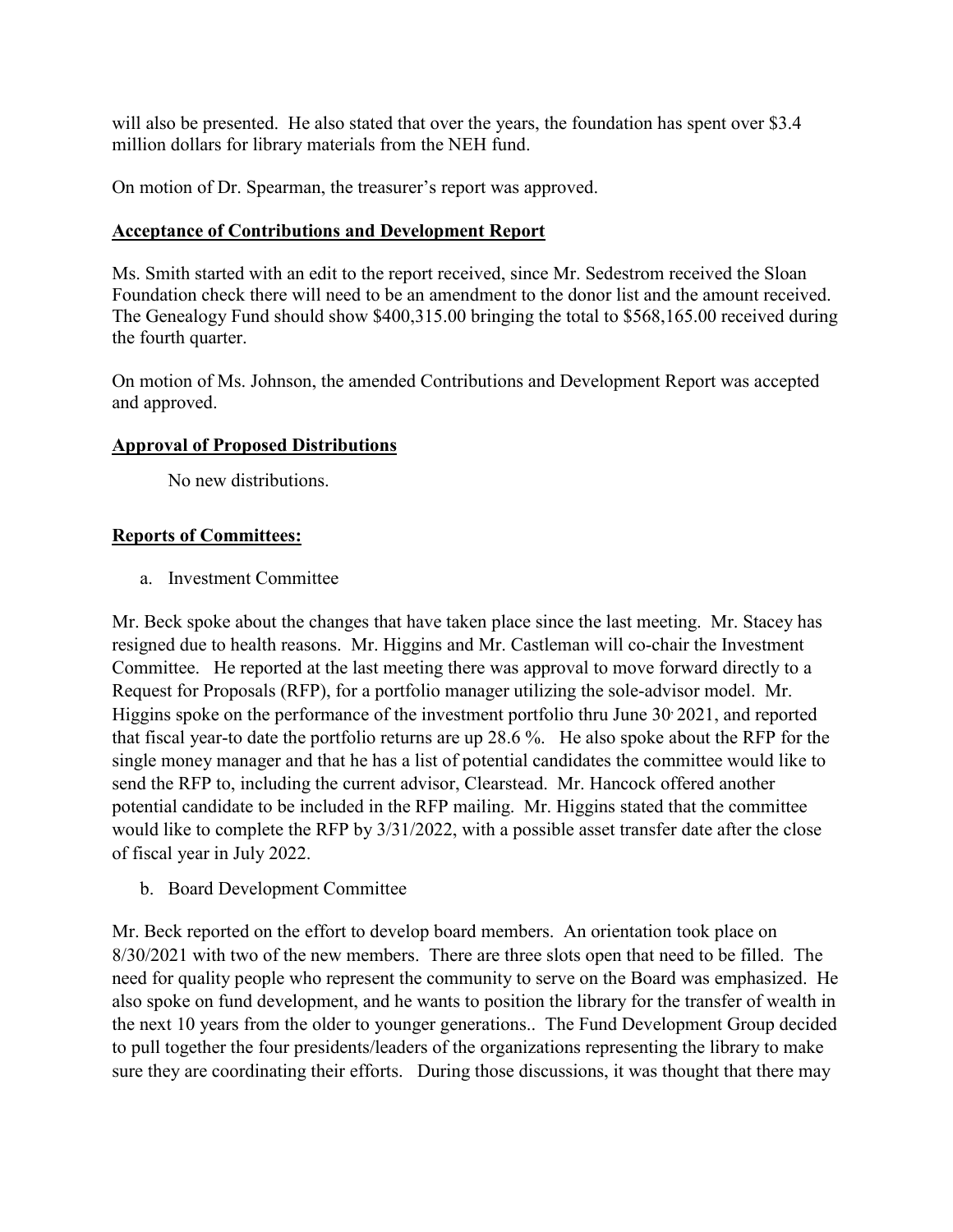will also be presented. He also stated that over the years, the foundation has spent over $3.4 million dollars for library materials from the NEH fund.

On motion of Dr. Spearman, the treasurer's report was approved.

**Acceptance of Contributions and Development Report**

Ms. Smith started with an edit to the report received, since Mr. Sedestrom received the Sloan Foundation check there will need to be an amendment to the donor list and the amount received. The Genealogy Fund should show $400,315.00 bringing the total to $568,165.00 received during the fourth quarter.

On motion of Ms. Johnson, the amended Contributions and Development Report was accepted and approved.

**Approval of Proposed Distributions**

No new distributions.

**Reports of Committees:**

a. Investment Committee

Mr. Beck spoke about the changes that have taken place since the last meeting. Mr. Stacey has resigned due to health reasons. Mr. Higgins and Mr. Castleman will co-chair the Investment Committee. He reported at the last meeting there was approval to move forward directly to a Request for Proposals (RFP), for a portfolio manager utilizing the sole-advisor model. Mr. Higgins spoke on the performance of the investment portfolio thru June 30, 2021, and reported that fiscal year-to date the portfolio returns are up 28.6 %. He also spoke about the RFP for the single money manager and that he has a list of potential candidates the committee would like to send the RFP to, including the current advisor, Clearstead. Mr. Hancock offered another potential candidate to be included in the RFP mailing. Mr. Higgins stated that the committee would like to complete the RFP by 3/31/2022, with a possible asset transfer date after the close of fiscal year in July 2022.

b. Board Development Committee

Mr. Beck reported on the effort to develop board members. An orientation took place on 8/30/2021 with two of the new members. There are three slots open that need to be filled. The need for quality people who represent the community to serve on the Board was emphasized. He also spoke on fund development, and he wants to position the library for the transfer of wealth in the next 10 years from the older to younger generations.. The Fund Development Group decided to pull together the four presidents/leaders of the organizations representing the library to make sure they are coordinating their efforts. During those discussions, it was thought that there may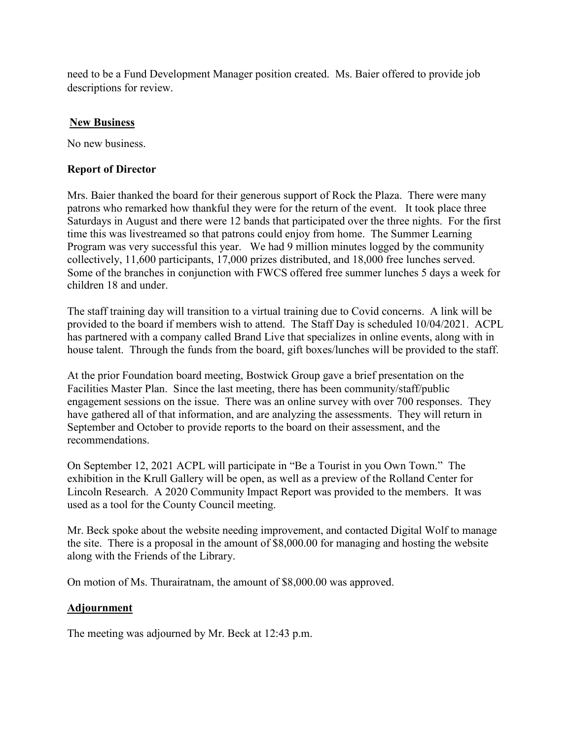need to be a Fund Development Manager position created. Ms. Baier offered to provide job descriptions for review.

## New Business

No new business.

## Report of Director

Mrs. Baier thanked the board for their generous support of Rock the Plaza. There were many patrons who remarked how thankful they were for the return of the event. It took place three Saturdays in August and there were 12 bands that participated over the three nights. For the first time this was livestreamed so that patrons could enjoy from home. The Summer Learning Program was very successful this year. We had 9 million minutes logged by the community collectively, 11,600 participants, 17,000 prizes distributed, and 18,000 free lunches served. Some of the branches in conjunction with FWCS offered free summer lunches 5 days a week for children 18 and under.

The staff training day will transition to a virtual training due to Covid concerns. A link will be provided to the board if members wish to attend. The Staff Day is scheduled 10/04/2021. ACPL has partnered with a company called Brand Live that specializes in online events, along with in house talent. Through the funds from the board, gift boxes/lunches will be provided to the staff.

At the prior Foundation board meeting, Bostwick Group gave a brief presentation on the Facilities Master Plan. Since the last meeting, there has been community/staff/public engagement sessions on the issue. There was an online survey with over 700 responses. They have gathered all of that information, and are analyzing the assessments. They will return in September and October to provide reports to the board on their assessment, and the recommendations.

On September 12, 2021 ACPL will participate in "Be a Tourist in you Own Town." The exhibition in the Krull Gallery will be open, as well as a preview of the Rolland Center for Lincoln Research. A 2020 Community Impact Report was provided to the members. It was used as a tool for the County Council meeting.

Mr. Beck spoke about the website needing improvement, and contacted Digital Wolf to manage the site. There is a proposal in the amount of $8,000.00 for managing and hosting the website along with the Friends of the Library.

On motion of Ms. Thurairatnam, the amount of $8,000.00 was approved.

## Adjournment

The meeting was adjourned by Mr. Beck at 12:43 p.m.